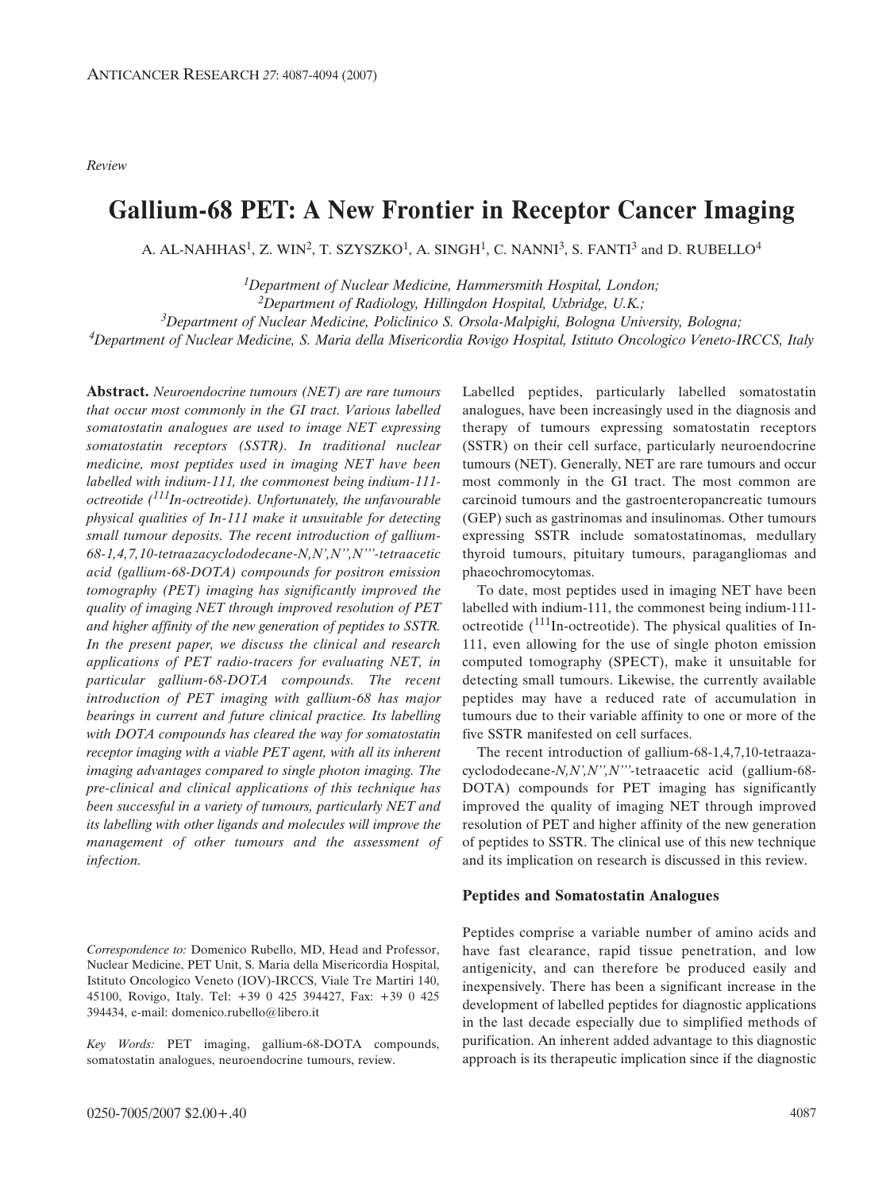*Review*

# Gallium-68 PET: A New Frontier in Receptor Cancer Imaging

A. AL-NAHHAS[1], Z. WIN[2], T. SZYSZKO[1], A. SINGH[1], C. NANNI[3], S. FANTI[3] and D. RUBELLO[4]

[1]*Department of Nuclear Medicine, Hammersmith Hospital, London;*
[2]*Department of Radiology, Hillingdon Hospital, Uxbridge, U.K.;*
[3]*Department of Nuclear Medicine, Policlinico S. Orsola-Malpighi, Bologna University, Bologna;*
[4]*Department of Nuclear Medicine, S. Maria della Misericordia Rovigo Hospital, Istituto Oncologico Veneto-IRCCS, Italy*

**Abstract.** *Neuroendocrine tumours (NET) are rare tumours that occur most commonly in the GI tract. Various labelled somatostatin analogues are used to image NET expressing somatostatin receptors (SSTR). In traditional nuclear medicine, most peptides used in imaging NET have been labelled with indium-111, the commonest being indium-111-octreotide ($^{111}$In-octreotide). Unfortunately, the unfavourable physical qualities of In-111 make it unsuitable for detecting small tumour deposits. The recent introduction of gallium-68-1,4,7,10-tetraazacyclododecane-N,N',N'',N'''-tetraacetic acid (gallium-68-DOTA) compounds for positron emission tomography (PET) imaging has significantly improved the quality of imaging NET through improved resolution of PET and higher affinity of the new generation of peptides to SSTR. In the present paper, we discuss the clinical and research applications of PET radio-tracers for evaluating NET, in particular gallium-68-DOTA compounds. The recent introduction of PET imaging with gallium-68 has major bearings in current and future clinical practice. Its labelling with DOTA compounds has cleared the way for somatostatin receptor imaging with a viable PET agent, with all its inherent imaging advantages compared to single photon imaging. The pre-clinical and clinical applications of this technique has been successful in a variety of tumours, particularly NET and its labelling with other ligands and molecules will improve the management of other tumours and the assessment of infection.*

*Correspondence to:* Domenico Rubello, MD, Head and Professor, Nuclear Medicine, PET Unit, S. Maria della Misericordia Hospital, Istituto Oncologico Veneto (IOV)-IRCCS, Viale Tre Martiri 140, 45100, Rovigo, Italy. Tel: +39 0 425 394427, Fax: +39 0 425 394434, e-mail: domenico.rubello@libero.it

*Key Words:* PET imaging, gallium-68-DOTA compounds, somatostatin analogues, neuroendocrine tumours, review.

Labelled peptides, particularly labelled somatostatin analogues, have been increasingly used in the diagnosis and therapy of tumours expressing somatostatin receptors (SSTR) on their cell surface, particularly neuroendocrine tumours (NET). Generally, NET are rare tumours and occur most commonly in the GI tract. The most common are carcinoid tumours and the gastroenteropancreatic tumours (GEP) such as gastrinomas and insulinomas. Other tumours expressing SSTR include somatostatinomas, medullary thyroid tumours, pituitary tumours, paragangliomas and phaeochromocytomas.

To date, most peptides used in imaging NET have been labelled with indium-111, the commonest being indium-111-octreotide ($^{111}$In-octreotide). The physical qualities of In-111, even allowing for the use of single photon emission computed tomography (SPECT), make it unsuitable for detecting small tumours. Likewise, the currently available peptides may have a reduced rate of accumulation in tumours due to their variable affinity to one or more of the five SSTR manifested on cell surfaces.

The recent introduction of gallium-68-1,4,7,10-tetraaza-cyclododecane-*N,N',N'',N'''*-tetraacetic acid (gallium-68-DOTA) compounds for PET imaging has significantly improved the quality of imaging NET through improved resolution of PET and higher affinity of the new generation of peptides to SSTR. The clinical use of this new technique and its implication on research is discussed in this review.

### Peptides and Somatostatin Analogues

Peptides comprise a variable number of amino acids and have fast clearance, rapid tissue penetration, and low antigenicity, and can therefore be produced easily and inexpensively. There has been a significant increase in the development of labelled peptides for diagnostic applications in the last decade especially due to simplified methods of purification. An inherent added advantage to this diagnostic approach is its therapeutic implication since if the diagnostic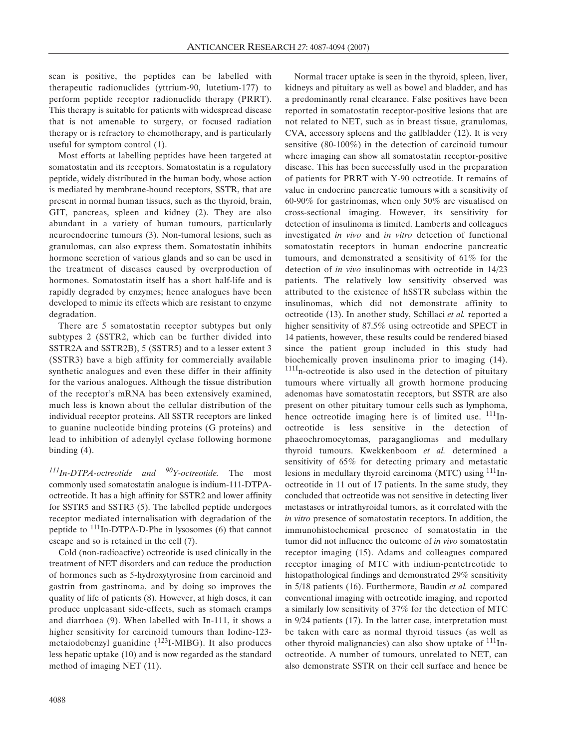scan is positive, the peptides can be labelled with therapeutic radionuclides (yttrium-90, lutetium-177) to perform peptide receptor radionuclide therapy (PRRT). This therapy is suitable for patients with widespread disease that is not amenable to surgery, or focused radiation therapy or is refractory to chemotherapy, and is particularly useful for symptom control (1).

Most efforts at labelling peptides have been targeted at somatostatin and its receptors. Somatostatin is a regulatory peptide, widely distributed in the human body, whose action is mediated by membrane-bound receptors, SSTR, that are present in normal human tissues, such as the thyroid, brain, GIT, pancreas, spleen and kidney (2). They are also abundant in a variety of human tumours, particularly neuroendocrine tumours (3). Non-tumoral lesions, such as granulomas, can also express them. Somatostatin inhibits hormone secretion of various glands and so can be used in the treatment of diseases caused by overproduction of hormones. Somatostatin itself has a short half-life and is rapidly degraded by enzymes; hence analogues have been developed to mimic its effects which are resistant to enzyme degradation.

There are 5 somatostatin receptor subtypes but only subtypes 2 (SSTR2, which can be further divided into SSTR2A and SSTR2B), 5 (SSTR5) and to a lesser extent 3 (SSTR3) have a high affinity for commercially available synthetic analogues and even these differ in their affinity for the various analogues. Although the tissue distribution of the receptor's mRNA has been extensively examined, much less is known about the cellular distribution of the individual receptor proteins. All SSTR receptors are linked to guanine nucleotide binding proteins (G proteins) and lead to inhibition of adenylyl cyclase following hormone binding (4).

*$^{111}$In-DTPA-octreotide and $^{90}$Y-octreotide.* The most commonly used somatostatin analogue is indium-111-DTPA-octreotide. It has a high affinity for SSTR2 and lower affinity for SSTR5 and SSTR3 (5). The labelled peptide undergoes receptor mediated internalisation with degradation of the peptide to $^{111}$In-DTPA-D-Phe in lysosomes (6) that cannot escape and so is retained in the cell (7).

Cold (non-radioactive) octreotide is used clinically in the treatment of NET disorders and can reduce the production of hormones such as 5-hydroxytyrosine from carcinoid and gastrin from gastrinoma, and by doing so improves the quality of life of patients (8). However, at high doses, it can produce unpleasant side-effects, such as stomach cramps and diarrhoea (9). When labelled with In-111, it shows a higher sensitivity for carcinoid tumours than Iodine-123-metaiodobenzyl guanidine ($^{123}$I-MIBG). It also produces less hepatic uptake (10) and is now regarded as the standard method of imaging NET (11).

Normal tracer uptake is seen in the thyroid, spleen, liver, kidneys and pituitary as well as bowel and bladder, and has a predominantly renal clearance. False positives have been reported in somatostatin receptor-positive lesions that are not related to NET, such as in breast tissue, granulomas, CVA, accessory spleens and the gallbladder (12). It is very sensitive (80-100%) in the detection of carcinoid tumour where imaging can show all somatostatin receptor-positive disease. This has been successfully used in the preparation of patients for PRRT with Y-90 octreotide. It remains of value in endocrine pancreatic tumours with a sensitivity of 60-90% for gastrinomas, when only 50% are visualised on cross-sectional imaging. However, its sensitivity for detection of insulinoma is limited. Lamberts and colleagues investigated *in vivo* and *in vitro* detection of functional somatostatin receptors in human endocrine pancreatic tumours, and demonstrated a sensitivity of 61% for the detection of *in vivo* insulinomas with octreotide in 14/23 patients. The relatively low sensitivity observed was attributed to the existence of hSSTR subclass within the insulinomas, which did not demonstrate affinity to octreotide (13). In another study, Schillaci *et al.* reported a higher sensitivity of 87.5% using octreotide and SPECT in 14 patients, however, these results could be rendered biased since the patient group included in this study had biochemically proven insulinoma prior to imaging (14). $^{111}$In-octreotide is also used in the detection of pituitary tumours where virtually all growth hormone producing adenomas have somatostatin receptors, but SSTR are also present on other pituitary tumour cells such as lymphoma, hence octreotide imaging here is of limited use. $^{111}$In-octreotide is less sensitive in the detection of phaeochromocytomas, paragangliomas and medullary thyroid tumours. Kwekkenboom *et al.* determined a sensitivity of 65% for detecting primary and metastatic lesions in medullary thyroid carcinoma (MTC) using $^{111}$In-octreotide in 11 out of 17 patients. In the same study, they concluded that octreotide was not sensitive in detecting liver metastases or intrathyroidal tumors, as it correlated with the *in vitro* presence of somatostatin receptors. In addition, the immunohistochemical presence of somatostatin in the tumor did not influence the outcome of *in vivo* somatostatin receptor imaging (15). Adams and colleagues compared receptor imaging of MTC with indium-pentetreotide to histopathological findings and demonstrated 29% sensitivity in 5/18 patients (16). Furthermore, Baudin *et al.* compared conventional imaging with octreotide imaging, and reported a similarly low sensitivity of 37% for the detection of MTC in 9/24 patients (17). In the latter case, interpretation must be taken with care as normal thyroid tissues (as well as other thyroid malignancies) can also show uptake of $^{111}$In-octreotide. A number of tumours, unrelated to NET, can also demonstrate SSTR on their cell surface and hence be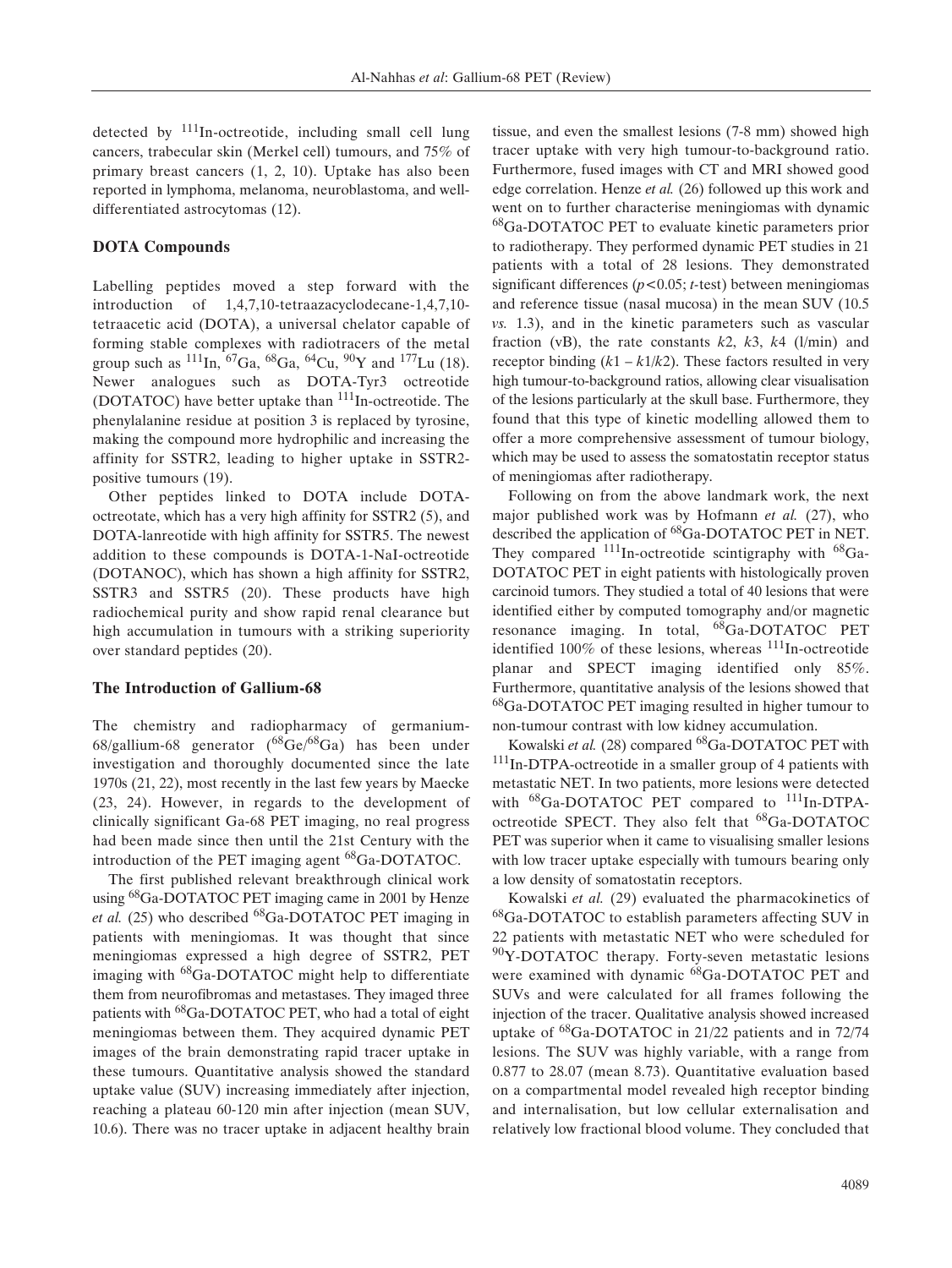detected by $^{111}$In-octreotide, including small cell lung cancers, trabecular skin (Merkel cell) tumours, and 75% of primary breast cancers (1, 2, 10). Uptake has also been reported in lymphoma, melanoma, neuroblastoma, and well-differentiated astrocytomas (12).

## DOTA Compounds

Labelling peptides moved a step forward with the introduction of 1,4,7,10-tetraazacyclodecane-1,4,7,10-tetraacetic acid (DOTA), a universal chelator capable of forming stable complexes with radiotracers of the metal group such as $^{111}$In, $^{67}$Ga, $^{68}$Ga, $^{64}$Cu, $^{90}$Y and $^{177}$Lu (18). Newer analogues such as DOTA-Tyr3 octreotide (DOTATOC) have better uptake than $^{111}$In-octreotide. The phenylalanine residue at position 3 is replaced by tyrosine, making the compound more hydrophilic and increasing the affinity for SSTR2, leading to higher uptake in SSTR2-positive tumours (19).

Other peptides linked to DOTA include DOTA-octreotate, which has a very high affinity for SSTR2 (5), and DOTA-lanreotide with high affinity for SSTR5. The newest addition to these compounds is DOTA-1-NaI-octreotide (DOTANOC), which has shown a high affinity for SSTR2, SSTR3 and SSTR5 (20). These products have high radiochemical purity and show rapid renal clearance but high accumulation in tumours with a striking superiority over standard peptides (20).

## The Introduction of Gallium-68

The chemistry and radiopharmacy of germanium-68/gallium-68 generator ($^{68}$Ge/$^{68}$Ga) has been under investigation and thoroughly documented since the late 1970s (21, 22), most recently in the last few years by Maecke (23, 24). However, in regards to the development of clinically significant Ga-68 PET imaging, no real progress had been made since then until the 21st Century with the introduction of the PET imaging agent $^{68}$Ga-DOTATOC.

The first published relevant breakthrough clinical work using $^{68}$Ga-DOTATOC PET imaging came in 2001 by Henze *et al.* (25) who described $^{68}$Ga-DOTATOC PET imaging in patients with meningiomas. It was thought that since meningiomas expressed a high degree of SSTR2, PET imaging with $^{68}$Ga-DOTATOC might help to differentiate them from neurofibromas and metastases. They imaged three patients with $^{68}$Ga-DOTATOC PET, who had a total of eight meningiomas between them. They acquired dynamic PET images of the brain demonstrating rapid tracer uptake in these tumours. Quantitative analysis showed the standard uptake value (SUV) increasing immediately after injection, reaching a plateau 60-120 min after injection (mean SUV, 10.6). There was no tracer uptake in adjacent healthy brain tissue, and even the smallest lesions (7-8 mm) showed high tracer uptake with very high tumour-to-background ratio. Furthermore, fused images with CT and MRI showed good edge correlation. Henze *et al.* (26) followed up this work and went on to further characterise meningiomas with dynamic $^{68}$Ga-DOTATOC PET to evaluate kinetic parameters prior to radiotherapy. They performed dynamic PET studies in 21 patients with a total of 28 lesions. They demonstrated significant differences ($p<0.05$; *t*-test) between meningiomas and reference tissue (nasal mucosa) in the mean SUV (10.5 *vs.* 1.3), and in the kinetic parameters such as vascular fraction (vB), the rate constants $k2$, $k3$, $k4$ (l/min) and receptor binding ($k1 - k1/k2$). These factors resulted in very high tumour-to-background ratios, allowing clear visualisation of the lesions particularly at the skull base. Furthermore, they found that this type of kinetic modelling allowed them to offer a more comprehensive assessment of tumour biology, which may be used to assess the somatostatin receptor status of meningiomas after radiotherapy.

Following on from the above landmark work, the next major published work was by Hofmann *et al.* (27), who described the application of $^{68}$Ga-DOTATOC PET in NET. They compared $^{111}$In-octreotide scintigraphy with $^{68}$Ga-DOTATOC PET in eight patients with histologically proven carcinoid tumors. They studied a total of 40 lesions that were identified either by computed tomography and/or magnetic resonance imaging. In total, $^{68}$Ga-DOTATOC PET identified 100% of these lesions, whereas $^{111}$In-octreotide planar and SPECT imaging identified only 85%. Furthermore, quantitative analysis of the lesions showed that $^{68}$Ga-DOTATOC PET imaging resulted in higher tumour to non-tumour contrast with low kidney accumulation.

Kowalski *et al.* (28) compared $^{68}$Ga-DOTATOC PET with $^{111}$In-DTPA-octreotide in a smaller group of 4 patients with metastatic NET. In two patients, more lesions were detected with $^{68}$Ga-DOTATOC PET compared to $^{111}$In-DTPA-octreotide SPECT. They also felt that $^{68}$Ga-DOTATOC PET was superior when it came to visualising smaller lesions with low tracer uptake especially with tumours bearing only a low density of somatostatin receptors.

Kowalski *et al.* (29) evaluated the pharmacokinetics of $^{68}$Ga-DOTATOC to establish parameters affecting SUV in 22 patients with metastatic NET who were scheduled for $^{90}$Y-DOTATOC therapy. Forty-seven metastatic lesions were examined with dynamic $^{68}$Ga-DOTATOC PET and SUVs and were calculated for all frames following the injection of the tracer. Qualitative analysis showed increased uptake of $^{68}$Ga-DOTATOC in 21/22 patients and in 72/74 lesions. The SUV was highly variable, with a range from 0.877 to 28.07 (mean 8.73). Quantitative evaluation based on a compartmental model revealed high receptor binding and internalisation, but low cellular externalisation and relatively low fractional blood volume. They concluded that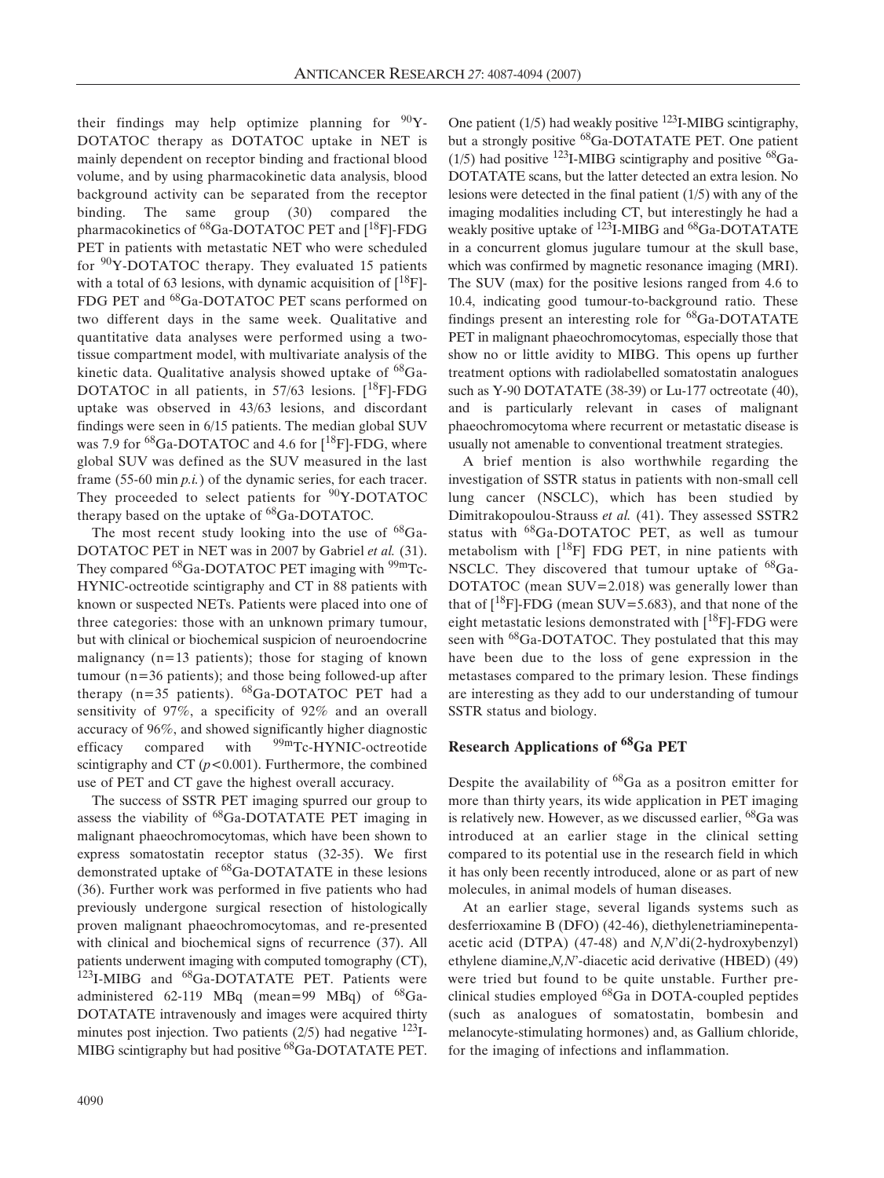their findings may help optimize planning for $^{90}$Y-DOTATOC therapy as DOTATOC uptake in NET is mainly dependent on receptor binding and fractional blood volume, and by using pharmacokinetic data analysis, blood background activity can be separated from the receptor binding. The same group (30) compared the pharmacokinetics of $^{68}$Ga-DOTATOC PET and [$^{18}$F]-FDG PET in patients with metastatic NET who were scheduled for $^{90}$Y-DOTATOC therapy. They evaluated 15 patients with a total of 63 lesions, with dynamic acquisition of [$^{18}$F]-FDG PET and $^{68}$Ga-DOTATOC PET scans performed on two different days in the same week. Qualitative and quantitative data analyses were performed using a two-tissue compartment model, with multivariate analysis of the kinetic data. Qualitative analysis showed uptake of $^{68}$Ga-DOTATOC in all patients, in 57/63 lesions. [$^{18}$F]-FDG uptake was observed in 43/63 lesions, and discordant findings were seen in 6/15 patients. The median global SUV was 7.9 for $^{68}$Ga-DOTATOC and 4.6 for [$^{18}$F]-FDG, where global SUV was defined as the SUV measured in the last frame (55-60 min *p.i.*) of the dynamic series, for each tracer. They proceeded to select patients for $^{90}$Y-DOTATOC therapy based on the uptake of $^{68}$Ga-DOTATOC.

The most recent study looking into the use of $^{68}$Ga-DOTATOC PET in NET was in 2007 by Gabriel *et al.* (31). They compared $^{68}$Ga-DOTATOC PET imaging with $^{99m}$Tc-HYNIC-octreotide scintigraphy and CT in 88 patients with known or suspected NETs. Patients were placed into one of three categories: those with an unknown primary tumour, but with clinical or biochemical suspicion of neuroendocrine malignancy (n=13 patients); those for staging of known tumour (n=36 patients); and those being followed-up after therapy (n=35 patients). $^{68}$Ga-DOTATOC PET had a sensitivity of 97%, a specificity of 92% and an overall accuracy of 96%, and showed significantly higher diagnostic efficacy compared with $^{99m}$Tc-HYNIC-octreotide scintigraphy and CT ($p<0.001$). Furthermore, the combined use of PET and CT gave the highest overall accuracy.

The success of SSTR PET imaging spurred our group to assess the viability of $^{68}$Ga-DOTATATE PET imaging in malignant phaeochromocytomas, which have been shown to express somatostatin receptor status (32-35). We first demonstrated uptake of $^{68}$Ga-DOTATATE in these lesions (36). Further work was performed in five patients who had previously undergone surgical resection of histologically proven malignant phaeochromocytomas, and re-presented with clinical and biochemical signs of recurrence (37). All patients underwent imaging with computed tomography (CT), $^{123}$I-MIBG and $^{68}$Ga-DOTATATE PET. Patients were administered 62-119 MBq (mean=99 MBq) of $^{68}$Ga-DOTATATE intravenously and images were acquired thirty minutes post injection. Two patients (2/5) had negative $^{123}$I-MIBG scintigraphy but had positive $^{68}$Ga-DOTATATE PET. One patient (1/5) had weakly positive $^{123}$I-MIBG scintigraphy, but a strongly positive $^{68}$Ga-DOTATATE PET. One patient (1/5) had positive $^{123}$I-MIBG scintigraphy and positive $^{68}$Ga-DOTATATE scans, but the latter detected an extra lesion. No lesions were detected in the final patient (1/5) with any of the imaging modalities including CT, but interestingly he had a weakly positive uptake of $^{123}$I-MIBG and $^{68}$Ga-DOTATATE in a concurrent glomus jugulare tumour at the skull base, which was confirmed by magnetic resonance imaging (MRI). The SUV (max) for the positive lesions ranged from 4.6 to 10.4, indicating good tumour-to-background ratio. These findings present an interesting role for $^{68}$Ga-DOTATATE PET in malignant phaeochromocytomas, especially those that show no or little avidity to MIBG. This opens up further treatment options with radiolabelled somatostatin analogues such as Y-90 DOTATATE (38-39) or Lu-177 octreotate (40), and is particularly relevant in cases of malignant phaeochromocytoma where recurrent or metastatic disease is usually not amenable to conventional treatment strategies.

A brief mention is also worthwhile regarding the investigation of SSTR status in patients with non-small cell lung cancer (NSCLC), which has been studied by Dimitrakopoulou-Strauss *et al.* (41). They assessed SSTR2 status with $^{68}$Ga-DOTATOC PET, as well as tumour metabolism with [$^{18}$F] FDG PET, in nine patients with NSCLC. They discovered that tumour uptake of $^{68}$Ga-DOTATOC (mean SUV=2.018) was generally lower than that of [$^{18}$F]-FDG (mean SUV=5.683), and that none of the eight metastatic lesions demonstrated with [$^{18}$F]-FDG were seen with $^{68}$Ga-DOTATOC. They postulated that this may have been due to the loss of gene expression in the metastases compared to the primary lesion. These findings are interesting as they add to our understanding of tumour SSTR status and biology.

## Research Applications of $^{68}$Ga PET

Despite the availability of $^{68}$Ga as a positron emitter for more than thirty years, its wide application in PET imaging is relatively new. However, as we discussed earlier, $^{68}$Ga was introduced at an earlier stage in the clinical setting compared to its potential use in the research field in which it has only been recently introduced, alone or as part of new molecules, in animal models of human diseases.

At an earlier stage, several ligands systems such as desferrioxamine B (DFO) (42-46), diethylenetriaminepenta-acetic acid (DTPA) (47-48) and *N,N*'di(2-hydroxybenzyl) ethylene diamine,*N,N*'-diacetic acid derivative (HBED) (49) were tried but found to be quite unstable. Further pre-clinical studies employed $^{68}$Ga in DOTA-coupled peptides (such as analogues of somatostatin, bombesin and melanocyte-stimulating hormones) and, as Gallium chloride, for the imaging of infections and inflammation.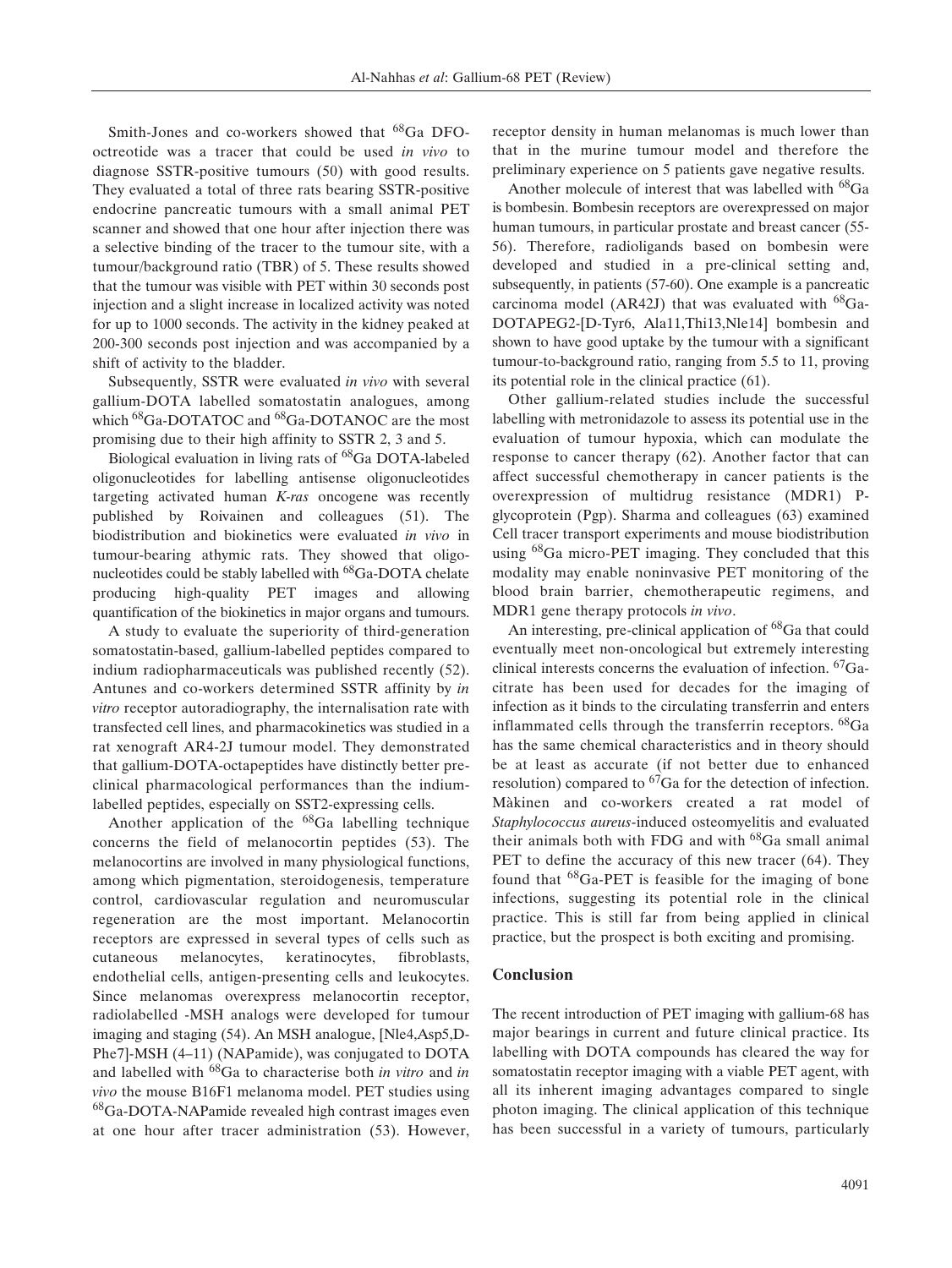Smith-Jones and co-workers showed that $^{68}$Ga DFO-octreotide was a tracer that could be used *in vivo* to diagnose SSTR-positive tumours (50) with good results. They evaluated a total of three rats bearing SSTR-positive endocrine pancreatic tumours with a small animal PET scanner and showed that one hour after injection there was a selective binding of the tracer to the tumour site, with a tumour/background ratio (TBR) of 5. These results showed that the tumour was visible with PET within 30 seconds post injection and a slight increase in localized activity was noted for up to 1000 seconds. The activity in the kidney peaked at 200-300 seconds post injection and was accompanied by a shift of activity to the bladder.

Subsequently, SSTR were evaluated *in vivo* with several gallium-DOTA labelled somatostatin analogues, among which $^{68}$Ga-DOTATOC and $^{68}$Ga-DOTANOC are the most promising due to their high affinity to SSTR 2, 3 and 5.

Biological evaluation in living rats of $^{68}$Ga DOTA-labeled oligonucleotides for labelling antisense oligonucleotides targeting activated human *K-ras* oncogene was recently published by Roivainen and colleagues (51). The biodistribution and biokinetics were evaluated *in vivo* in tumour-bearing athymic rats. They showed that oligonucleotides could be stably labelled with $^{68}$Ga-DOTA chelate producing high-quality PET images and allowing quantification of the biokinetics in major organs and tumours.

A study to evaluate the superiority of third-generation somatostatin-based, gallium-labelled peptides compared to indium radiopharmaceuticals was published recently (52). Antunes and co-workers determined SSTR affinity by *in vitro* receptor autoradiography, the internalisation rate with transfected cell lines, and pharmacokinetics was studied in a rat xenograft AR4-2J tumour model. They demonstrated that gallium-DOTA-octapeptides have distinctly better pre-clinical pharmacological performances than the indium-labelled peptides, especially on SST2-expressing cells.

Another application of the $^{68}$Ga labelling technique concerns the field of melanocortin peptides (53). The melanocortins are involved in many physiological functions, among which pigmentation, steroidogenesis, temperature control, cardiovascular regulation and neuromuscular regeneration are the most important. Melanocortin receptors are expressed in several types of cells such as cutaneous melanocytes, keratinocytes, fibroblasts, endothelial cells, antigen-presenting cells and leukocytes. Since melanomas overexpress melanocortin receptor, radiolabelled -MSH analogs were developed for tumour imaging and staging (54). An MSH analogue, [Nle4,Asp5,D-Phe7]-MSH (4–11) (NAPamide), was conjugated to DOTA and labelled with $^{68}$Ga to characterise both *in vitro* and *in vivo* the mouse B16F1 melanoma model. PET studies using $^{68}$Ga-DOTA-NAPamide revealed high contrast images even at one hour after tracer administration (53). However, receptor density in human melanomas is much lower than that in the murine tumour model and therefore the preliminary experience on 5 patients gave negative results.

Another molecule of interest that was labelled with $^{68}$Ga is bombesin. Bombesin receptors are overexpressed on major human tumours, in particular prostate and breast cancer (55-56). Therefore, radioligands based on bombesin were developed and studied in a pre-clinical setting and, subsequently, in patients (57-60). One example is a pancreatic carcinoma model (AR42J) that was evaluated with $^{68}$Ga-DOTAPEG2-[D-Tyr6, Ala11,Thi13,Nle14] bombesin and shown to have good uptake by the tumour with a significant tumour-to-background ratio, ranging from 5.5 to 11, proving its potential role in the clinical practice (61).

Other gallium-related studies include the successful labelling with metronidazole to assess its potential use in the evaluation of tumour hypoxia, which can modulate the response to cancer therapy (62). Another factor that can affect successful chemotherapy in cancer patients is the overexpression of multidrug resistance (MDR1) P-glycoprotein (Pgp). Sharma and colleagues (63) examined Cell tracer transport experiments and mouse biodistribution using $^{68}$Ga micro-PET imaging. They concluded that this modality may enable noninvasive PET monitoring of the blood brain barrier, chemotherapeutic regimens, and MDR1 gene therapy protocols *in vivo*.

An interesting, pre-clinical application of $^{68}$Ga that could eventually meet non-oncological but extremely interesting clinical interests concerns the evaluation of infection. $^{67}$Ga-citrate has been used for decades for the imaging of infection as it binds to the circulating transferrin and enters inflammated cells through the transferrin receptors. $^{68}$Ga has the same chemical characteristics and in theory should be at least as accurate (if not better due to enhanced resolution) compared to $^{67}$Ga for the detection of infection. Màkinen and co-workers created a rat model of *Staphylococcus aureus*-induced osteomyelitis and evaluated their animals both with FDG and with $^{68}$Ga small animal PET to define the accuracy of this new tracer (64). They found that $^{68}$Ga-PET is feasible for the imaging of bone infections, suggesting its potential role in the clinical practice. This is still far from being applied in clinical practice, but the prospect is both exciting and promising.

## Conclusion

The recent introduction of PET imaging with gallium-68 has major bearings in current and future clinical practice. Its labelling with DOTA compounds has cleared the way for somatostatin receptor imaging with a viable PET agent, with all its inherent imaging advantages compared to single photon imaging. The clinical application of this technique has been successful in a variety of tumours, particularly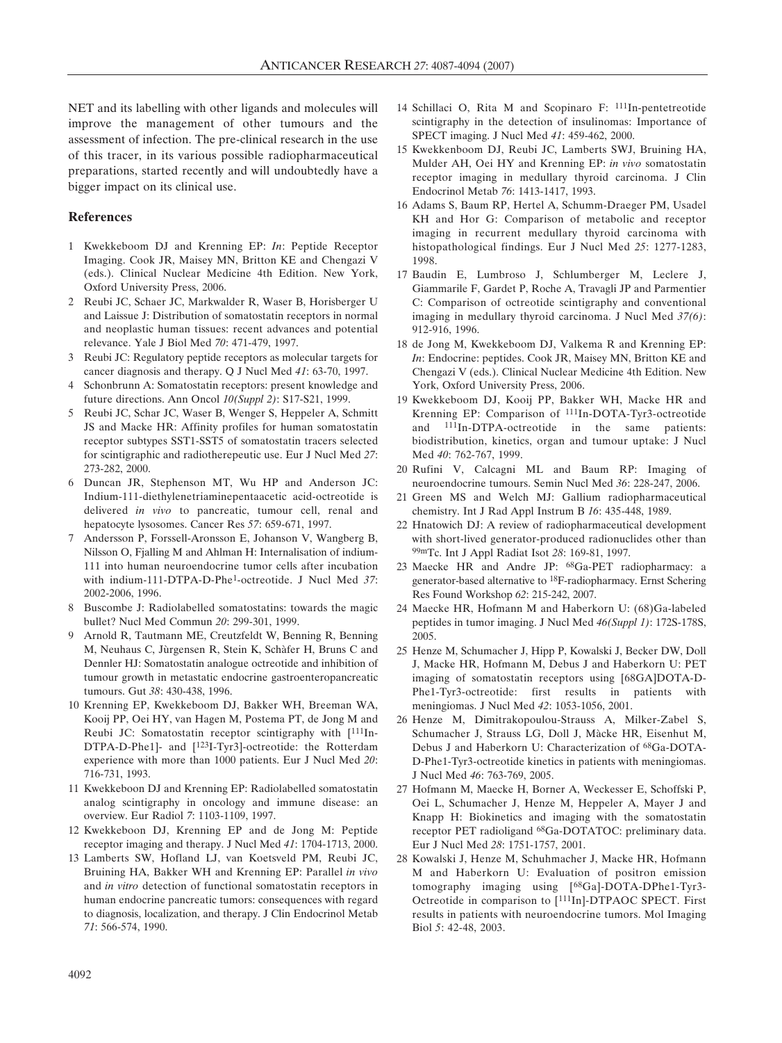NET and its labelling with other ligands and molecules will improve the management of other tumours and the assessment of infection. The pre-clinical research in the use of this tracer, in its various possible radiopharmaceutical preparations, started recently and will undoubtedly have a bigger impact on its clinical use.

## References

1. Kwekkeboom DJ and Krenning EP: *In*: Peptide Receptor Imaging. Cook JR, Maisey MN, Britton KE and Chengazi V (eds.). Clinical Nuclear Medicine 4th Edition. New York, Oxford University Press, 2006.
2. Reubi JC, Schaer JC, Markwalder R, Waser B, Horisberger U and Laissue J: Distribution of somatostatin receptors in normal and neoplastic human tissues: recent advances and potential relevance. Yale J Biol Med *70*: 471-479, 1997.
3. Reubi JC: Regulatory peptide receptors as molecular targets for cancer diagnosis and therapy. Q J Nucl Med *41*: 63-70, 1997.
4. Schonbrunn A: Somatostatin receptors: present knowledge and future directions. Ann Oncol *10(Suppl 2)*: S17-S21, 1999.
5. Reubi JC, Schar JC, Waser B, Wenger S, Heppeler A, Schmitt JS and Macke HR: Affinity profiles for human somatostatin receptor subtypes SST1-SST5 of somatostatin tracers selected for scintigraphic and radiotherepeutic use. Eur J Nucl Med *27*: 273-282, 2000.
6. Duncan JR, Stephenson MT, Wu HP and Anderson JC: Indium-111-diethylenetriaminepentaacetic acid-octreotide is delivered *in vivo* to pancreatic, tumour cell, renal and hepatocyte lysosomes. Cancer Res *57*: 659-671, 1997.
7. Andersson P, Forssell-Aronsson E, Johanson V, Wangberg B, Nilsson O, Fjalling M and Ahlman H: Internalisation of indium-111 into human neuroendocrine tumor cells after incubation with indium-111-DTPA-D-Phe[1]-octreotide. J Nucl Med *37*: 2002-2006, 1996.
8. Buscombe J: Radiolabelled somatostatins: towards the magic bullet? Nucl Med Commun *20*: 299-301, 1999.
9. Arnold R, Tautmann ME, Creutzfeldt W, Benning R, Benning M, Neuhaus C, Jùrgensen R, Stein K, Schàfer H, Bruns C and Dennler HJ: Somatostatin analogue octreotide and inhibition of tumour growth in metastatic endocrine gastroenteropancreatic tumours. Gut *38*: 430-438, 1996.
10. Krenning EP, Kwekkeboom DJ, Bakker WH, Breeman WA, Kooij PP, Oei HY, van Hagen M, Postema PT, de Jong M and Reubi JC: Somatostatin receptor scintigraphy with [$^{111}$In-DTPA-D-Phe1]- and [$^{123}$I-Tyr3]-octreotide: the Rotterdam experience with more than 1000 patients. Eur J Nucl Med *20*: 716-731, 1993.
11. Kwekkeboon DJ and Krenning EP: Radiolabelled somatostatin analog scintigraphy in oncology and immune disease: an overview. Eur Radiol *7*: 1103-1109, 1997.
12. Kwekkeboon DJ, Krenning EP and de Jong M: Peptide receptor imaging and therapy. J Nucl Med *41*: 1704-1713, 2000.
13. Lamberts SW, Hofland LJ, van Koetsveld PM, Reubi JC, Bruining HA, Bakker WH and Krenning EP: Parallel *in vivo* and *in vitro* detection of functional somatostatin receptors in human endocrine pancreatic tumors: consequences with regard to diagnosis, localization, and therapy. J Clin Endocrinol Metab *71*: 566-574, 1990.
14. Schillaci O, Rita M and Scopinaro F: $^{111}$In-pentetreotide scintigraphy in the detection of insulinomas: Importance of SPECT imaging. J Nucl Med *41*: 459-462, 2000.
15. Kwekkenboom DJ, Reubi JC, Lamberts SWJ, Bruining HA, Mulder AH, Oei HY and Krenning EP: *in vivo* somatostatin receptor imaging in medullary thyroid carcinoma. J Clin Endocrinol Metab *76*: 1413-1417, 1993.
16. Adams S, Baum RP, Hertel A, Schumm-Draeger PM, Usadel KH and Hor G: Comparison of metabolic and receptor imaging in recurrent medullary thyroid carcinoma with histopathological findings. Eur J Nucl Med *25*: 1277-1283, 1998.
17. Baudin E, Lumbroso J, Schlumberger M, Leclere J, Giammarile F, Gardet P, Roche A, Travagli JP and Parmentier C: Comparison of octreotide scintigraphy and conventional imaging in medullary thyroid carcinoma. J Nucl Med *37(6)*: 912-916, 1996.
18. de Jong M, Kwekkeboom DJ, Valkema R and Krenning EP: *In*: Endocrine: peptides. Cook JR, Maisey MN, Britton KE and Chengazi V (eds.). Clinical Nuclear Medicine 4th Edition. New York, Oxford University Press, 2006.
19. Kwekkeboom DJ, Kooij PP, Bakker WH, Macke HR and Krenning EP: Comparison of $^{111}$In-DOTA-Tyr3-octreotide and $^{111}$In-DTPA-octreotide in the same patients: biodistribution, kinetics, organ and tumour uptake: J Nucl Med *40*: 762-767, 1999.
20. Rufini V, Calcagni ML and Baum RP: Imaging of neuroendocrine tumours. Semin Nucl Med *36*: 228-247, 2006.
21. Green MS and Welch MJ: Gallium radiopharmaceutical chemistry. Int J Rad Appl Instrum B *16*: 435-448, 1989.
22. Hnatowich DJ: A review of radiopharmaceutical development with short-lived generator-produced radionuclides other than $^{99m}$Tc. Int J Appl Radiat Isot *28*: 169-81, 1997.
23. Maecke HR and Andre JP: $^{68}$Ga-PET radiopharmacy: a generator-based alternative to $^{18}$F-radiopharmacy. Ernst Schering Res Found Workshop *62*: 215-242, 2007.
24. Maecke HR, Hofmann M and Haberkorn U: (68)Ga-labeled peptides in tumor imaging. J Nucl Med *46(Suppl 1)*: 172S-178S, 2005.
25. Henze M, Schumacher J, Hipp P, Kowalski J, Becker DW, Doll J, Macke HR, Hofmann M, Debus J and Haberkorn U: PET imaging of somatostatin receptors using [68GA]DOTA-D-Phe1-Tyr3-octreotide: first results in patients with meningiomas. J Nucl Med *42*: 1053-1056, 2001.
26. Henze M, Dimitrakopoulou-Strauss A, Milker-Zabel S, Schumacher J, Strauss LG, Doll J, Màcke HR, Eisenhut M, Debus J and Haberkorn U: Characterization of $^{68}$Ga-DOTA-D-Phe1-Tyr3-octreotide kinetics in patients with meningiomas. J Nucl Med *46*: 763-769, 2005.
27. Hofmann M, Maecke H, Borner A, Weckesser E, Schoffski P, Oei L, Schumacher J, Henze M, Heppeler A, Mayer J and Knapp H: Biokinetics and imaging with the somatostatin receptor PET radioligand $^{68}$Ga-DOTATOC: preliminary data. Eur J Nucl Med *28*: 1751-1757, 2001.
28. Kowalski J, Henze M, Schuhmacher J, Macke HR, Hofmann M and Haberkorn U: Evaluation of positron emission tomography imaging using [$^{68}$Ga]-DOTA-DPhe1-Tyr3-Octreotide in comparison to [$^{111}$In]-DTPAOC SPECT. First results in patients with neuroendocrine tumors. Mol Imaging Biol *5*: 42-48, 2003.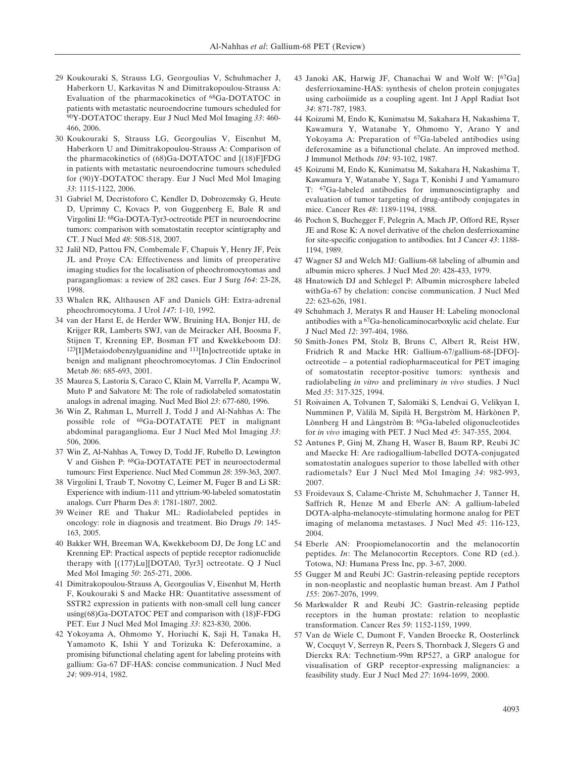29 Koukouraki S, Strauss LG, Georgoulias V, Schuhmacher J, Haberkorn U, Karkavitas N and Dimitrakopoulou-Strauss A: Evaluation of the pharmacokinetics of $^{68}$Ga-DOTATOC in patients with metastatic neuroendocrine tumours scheduled for $^{90}$Y-DOTATOC therapy. Eur J Nucl Med Mol Imaging *33*: 460-466, 2006.

30 Koukouraki S, Strauss LG, Georgoulias V, Eisenhut M, Haberkorn U and Dimitrakopoulou-Strauss A: Comparison of the pharmacokinetics of (68)Ga-DOTATOC and [(18)F]FDG in patients with metastatic neuroendocrine tumours scheduled for (90)Y-DOTATOC therapy. Eur J Nucl Med Mol Imaging *33*: 1115-1122, 2006.

31 Gabriel M, Decristoforo C, Kendler D, Dobrozemsky G, Heute D, Uprimny C, Kovacs P, von Guggenberg E, Bale R and Virgolini IJ: $^{68}$Ga-DOTA-Tyr3-octreotide PET in neuroendocrine tumors: comparison with somatostatin receptor scintigraphy and CT. J Nucl Med *48*: 508-518, 2007.

32 Jalil ND, Pattou FN, Combemale F, Chapuis Y, Henry JF, Peix JL and Proye CA: Effectiveness and limits of preoperative imaging studies for the localisation of pheochromocytomas and paragangliomas: a review of 282 cases. Eur J Surg *164*: 23-28, 1998.

33 Whalen RK, Althausen AF and Daniels GH: Extra-adrenal pheochromocytoma. J Urol *147*: 1-10, 1992.

34 van der Harst E, de Herder WW, Bruining HA, Bonjer HJ, de Krijger RR, Lamberts SWJ, van de Meiracker AH, Boosma F, Stijnen T, Krenning EP, Bosman FT and Kwekkeboom DJ: $^{123}$[I]Metaiodobenzylguanidine and $^{111}$[In]octreotide uptake in benign and malignant pheochromocytomas. J Clin Endocrinol Metab *86*: 685-693, 2001.

35 Maurea S, Lastoria S, Caraco C, Klain M, Varrella P, Acampa W, Muto P and Salvatore M: The role of radiolabeled somatostatin analogs in adrenal imaging. Nucl Med Biol *23*: 677-680, 1996.

36 Win Z, Rahman L, Murrell J, Todd J and Al-Nahhas A: The possible role of $^{68}$Ga-DOTATATE PET in malignant abdominal paraganglioma. Eur J Nucl Med Mol Imaging *33*: 506, 2006.

37 Win Z, Al-Nahhas A, Towey D, Todd JF, Rubello D, Lewington V and Gishen P: $^{68}$Ga-DOTATATE PET in neuroectodermal tumours: First Experience. Nucl Med Commun *28*: 359-363, 2007.

38 Virgolini I, Traub T, Novotny C, Leimer M, Fuger B and Li SR: Experience with indium-111 and yttrium-90-labeled somatostatin analogs. Curr Pharm Des *8*: 1781-1807, 2002.

39 Weiner RE and Thakur ML: Radiolabeled peptides in oncology: role in diagnosis and treatment. Bio Drugs *19*: 145-163, 2005.

40 Bakker WH, Breeman WA, Kwekkeboom DJ, De Jong LC and Krenning EP: Practical aspects of peptide receptor radionuclide therapy with [(177)Lu][DOTA0, Tyr3] octreotate. Q J Nucl Med Mol Imaging *50*: 265-271, 2006.

41 Dimitrakopoulou-Strauss A, Georgoulias V, Eisenhut M, Herth F, Koukouraki S and Macke HR: Quantitative assessment of SSTR2 expression in patients with non-small cell lung cancer using(68)Ga-DOTATOC PET and comparison with (18)F-FDG PET. Eur J Nucl Med Mol Imaging *33*: 823-830, 2006.

42 Yokoyama A, Ohmomo Y, Horiuchi K, Saji H, Tanaka H, Yamamoto K, Ishii Y and Torizuka K: Deferoxamine, a promising bifunctional chelating agent for labeling proteins with gallium: Ga-67 DF-HAS: concise communication. J Nucl Med *24*: 909-914, 1982.

43 Janoki AK, Harwig JF, Chanachai W and Wolf W: [$^{67}$Ga] desferrioxamine-HAS: synthesis of chelon protein conjugates using carboiimide as a coupling agent. Int J Appl Radiat Isot *34*: 871-787, 1983.

44 Koizumi M, Endo K, Kunimatsu M, Sakahara H, Nakashima T, Kawamura Y, Watanabe Y, Ohmomo Y, Arano Y and Yokoyama A: Preparation of $^{67}$Ga-labeled antibodies using deferoxamine as a bifunctional chelate. An improved method. J lmmunol Methods *104*: 93-102, 1987.

45 Koizumi M, Endo K, Kunimatsu M, Sakahara H, Nakashima T, Kawamura Y, Watanabe Y, Saga T, Konishi J and Yamamuro T: $^{67}$Ga-labeled antibodies for immunoscintigraphy and evaluation of tumor targeting of drug-antibody conjugates in mice. Cancer Res *48*: 1189-1194, 1988.

46 Pochon S, Buchegger F, Pelegrin A, Mach JP, Offord RE, Ryser JE and Rose K: A novel derivative of the chelon desferrioxamine for site-specific conjugation to antibodies. Int J Cancer *43*: 1188-1194, 1989.

47 Wagner SJ and Welch MJ: Gallium-68 labeling of albumin and albumin micro spheres. J NucI Med *20*: 428-433, 1979.

48 Hnatowich DJ and Schlegel P: Albumin microsphere labeled withGa-67 by chelation: concise communication. J Nucl Med *22*: 623-626, 1981.

49 Schuhmach J, Meratys R and Hauser H: Labeling monoclonal antibodies with a $^{67}$Ga-henolicaminocarboxylic acid chelate. Eur J Nucl Med *12*: 397-404, 1986.

50 Smith-Jones PM, Stolz B, Bruns C, Albert R, Reist HW, Fridrich R and Macke HR: Gallium-67/gallium-68-[DFO]-octreotide – a potential radiopharmaceutical for PET imaging of somatostatin receptor-positive tumors: synthesis and radiolabeling *in vitro* and preliminary *in vivo* studies. J Nucl Med *35*: 317-325, 1994.

51 Roivainen A, Tolvanen T, Salomäki S, Lendvai G, Velikyan I, Numminen P, Vàlilà M, Sipilà H, Bergstròm M, Hàrkònen P, Lònnberg H and Làngstròm B: $^{68}$Ga-labeled oligonucleotides for *in vivo* imaging with PET. J Nucl Med *45*: 347-355, 2004.

52 Antunes P, Ginj M, Zhang H, Waser B, Baum RP, Reubi JC and Maecke H: Are radiogallium-labelled DOTA-conjugated somatostatin analogues superior to those labelled with other radiometals? Eur J Nucl Med Mol Imaging *34*: 982-993, 2007.

53 Froidevaux S, Calame-Christe M, Schuhmacher J, Tanner H, Saffrich R, Henze M and Eberle AN: A gallium-labeled DOTA-alpha-melanocyte-stimulating hormone analog for PET imaging of melanoma metastases. J Nucl Med *45*: 116-123, 2004.

54 Eberle AN: Proopiomelanocortin and the melanocortin peptides. *In*: The Melanocortin Receptors. Cone RD (ed.). Totowa, NJ: Humana Press Inc, pp. 3-67, 2000.

55 Gugger M and Reubi JC: Gastrin-releasing peptide receptors in non-neoplastic and neoplastic human breast. Am J Pathol *155*: 2067-2076, 1999.

56 Markwalder R and Reubi JC: Gastrin-releasing peptide receptors in the human prostate: relation to neoplastic transformation. Cancer Res *59*: 1152-1159, 1999.

57 Van de Wiele C, Dumont F, Vanden Broecke R, Oosterlinck W, Cocquyt V, Serreyn R, Peers S, Thornback J, Slegers G and Dierckx RA: Technetium-99m RP527, a GRP analogue for visualisation of GRP receptor-expressing malignancies: a feasibility study. Eur J Nucl Med *27*: 1694-1699, 2000.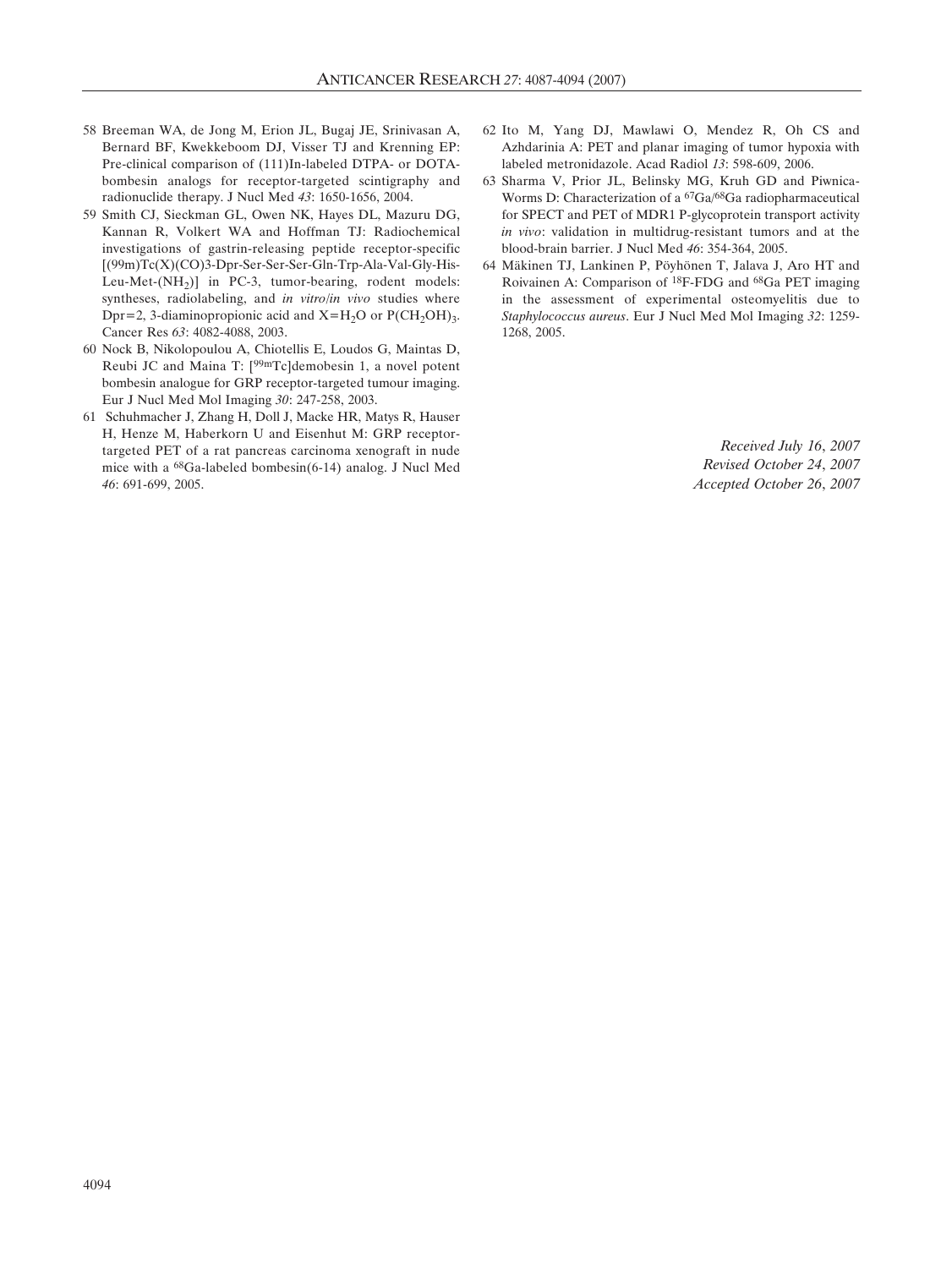58 Breeman WA, de Jong M, Erion JL, Bugaj JE, Srinivasan A, Bernard BF, Kwekkeboom DJ, Visser TJ and Krenning EP: Pre-clinical comparison of (111)In-labeled DTPA- or DOTA-bombesin analogs for receptor-targeted scintigraphy and radionuclide therapy. J Nucl Med *43*: 1650-1656, 2004.

59 Smith CJ, Sieckman GL, Owen NK, Hayes DL, Mazuru DG, Kannan R, Volkert WA and Hoffman TJ: Radiochemical investigations of gastrin-releasing peptide receptor-specific [(99m)Tc(X)(CO)3-Dpr-Ser-Ser-Ser-Gln-Trp-Ala-Val-Gly-His-Leu-Met-($NH_2$)] in PC-3, tumor-bearing, rodent models: syntheses, radiolabeling, and *in vitro*/*in vivo* studies where Dpr=2, 3-diaminopropionic acid and X=$H_2O$ or $P(CH_2OH)_3$. Cancer Res *63*: 4082-4088, 2003.

60 Nock B, Nikolopoulou A, Chiotellis E, Loudos G, Maintas D, Reubi JC and Maina T: [$^{99m}$Tc]demobesin 1, a novel potent bombesin analogue for GRP receptor-targeted tumour imaging. Eur J Nucl Med Mol Imaging *30*: 247-258, 2003.

61 Schuhmacher J, Zhang H, Doll J, Macke HR, Matys R, Hauser H, Henze M, Haberkorn U and Eisenhut M: GRP receptor-targeted PET of a rat pancreas carcinoma xenograft in nude mice with a $^{68}$Ga-labeled bombesin(6-14) analog. J Nucl Med *46*: 691-699, 2005.

62 Ito M, Yang DJ, Mawlawi O, Mendez R, Oh CS and Azhdarinia A: PET and planar imaging of tumor hypoxia with labeled metronidazole. Acad Radiol *13*: 598-609, 2006.

63 Sharma V, Prior JL, Belinsky MG, Kruh GD and Piwnica-Worms D: Characterization of a $^{67}$Ga/$^{68}$Ga radiopharmaceutical for SPECT and PET of MDR1 P-glycoprotein transport activity *in vivo*: validation in multidrug-resistant tumors and at the blood-brain barrier. J Nucl Med *46*: 354-364, 2005.

64 Mäkinen TJ, Lankinen P, Pöyhönen T, Jalava J, Aro HT and Roivainen A: Comparison of $^{18}$F-FDG and $^{68}$Ga PET imaging in the assessment of experimental osteomyelitis due to *Staphylococcus aureus*. Eur J Nucl Med Mol Imaging *32*: 1259-1268, 2005.

*Received July 16, 2007*
*Revised October 24, 2007*
*Accepted October 26, 2007*